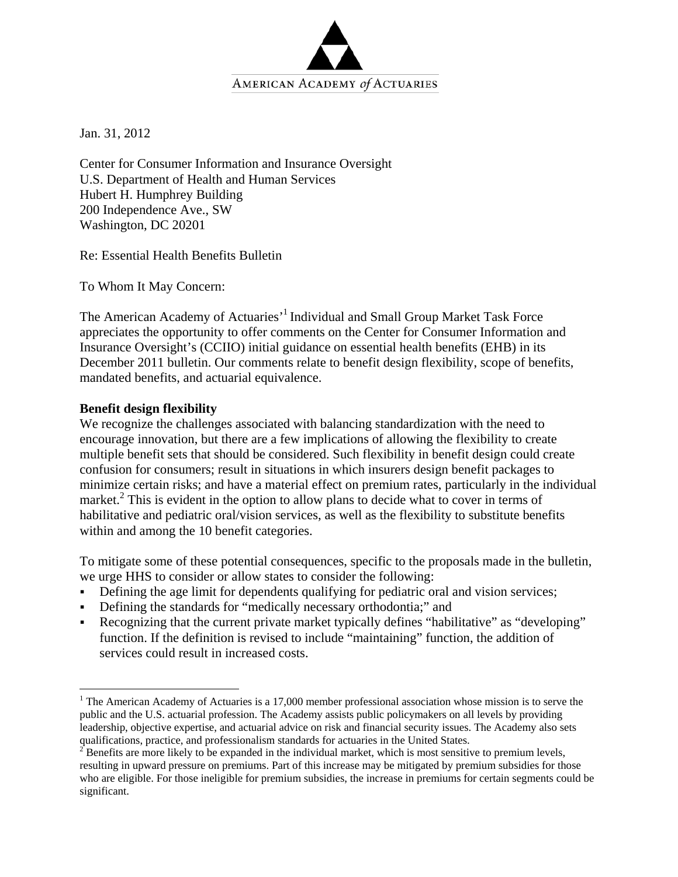AMERICAN ACADEMY *of* ACTUARIES

Jan. 31, 2012

Center for Consumer Information and Insurance Oversight
U.S. Department of Health and Human Services
Hubert H. Humphrey Building
200 Independence Ave., SW
Washington, DC 20201

Re: Essential Health Benefits Bulletin

To Whom It May Concern:

The American Academy of Actuaries'[1] Individual and Small Group Market Task Force appreciates the opportunity to offer comments on the Center for Consumer Information and Insurance Oversight's (CCIIO) initial guidance on essential health benefits (EHB) in its December 2011 bulletin. Our comments relate to benefit design flexibility, scope of benefits, mandated benefits, and actuarial equivalence.

**Benefit design flexibility**

We recognize the challenges associated with balancing standardization with the need to encourage innovation, but there are a few implications of allowing the flexibility to create multiple benefit sets that should be considered. Such flexibility in benefit design could create confusion for consumers; result in situations in which insurers design benefit packages to minimize certain risks; and have a material effect on premium rates, particularly in the individual market.[2] This is evident in the option to allow plans to decide what to cover in terms of habilitative and pediatric oral/vision services, as well as the flexibility to substitute benefits within and among the 10 benefit categories.

To mitigate some of these potential consequences, specific to the proposals made in the bulletin, we urge HHS to consider or allow states to consider the following:

- Defining the age limit for dependents qualifying for pediatric oral and vision services;
- Defining the standards for "medically necessary orthodontia;" and
- Recognizing that the current private market typically defines "habilitative" as "developing" function. If the definition is revised to include "maintaining" function, the addition of services could result in increased costs.

---

[1] The American Academy of Actuaries is a 17,000 member professional association whose mission is to serve the public and the U.S. actuarial profession. The Academy assists public policymakers on all levels by providing leadership, objective expertise, and actuarial advice on risk and financial security issues. The Academy also sets qualifications, practice, and professionalism standards for actuaries in the United States.

[2] Benefits are more likely to be expanded in the individual market, which is most sensitive to premium levels, resulting in upward pressure on premiums. Part of this increase may be mitigated by premium subsidies for those who are eligible. For those ineligible for premium subsidies, the increase in premiums for certain segments could be significant.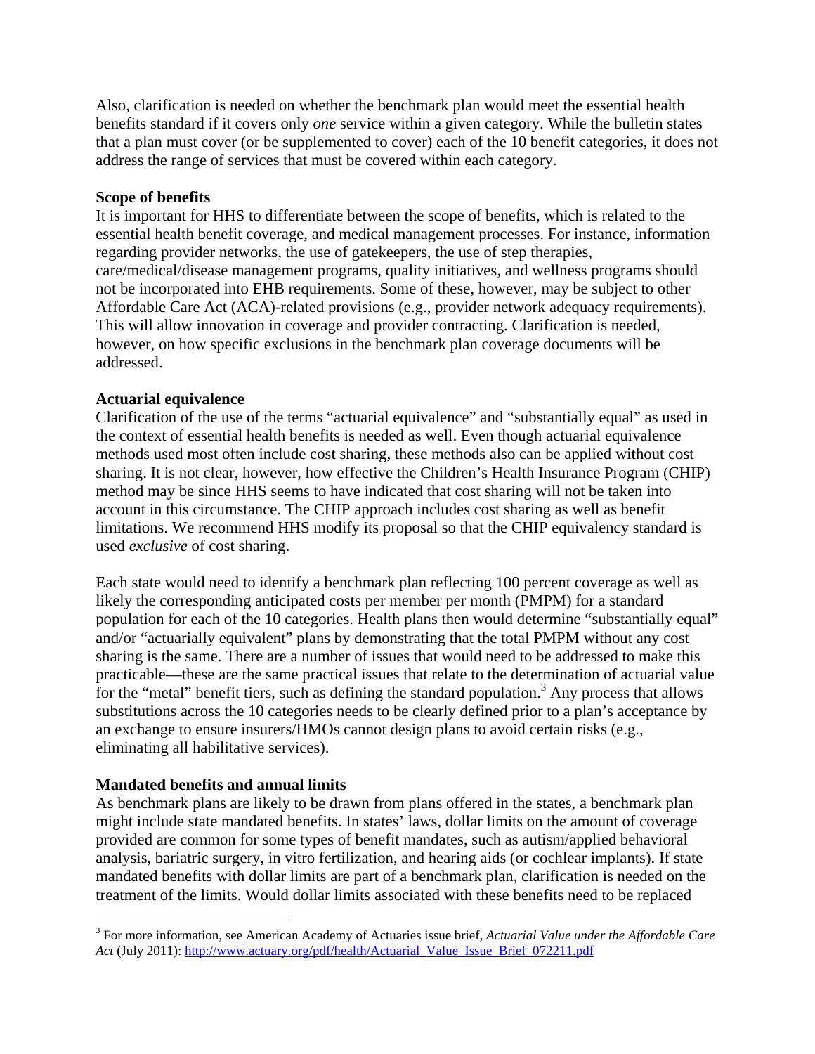Also, clarification is needed on whether the benchmark plan would meet the essential health benefits standard if it covers only *one* service within a given category. While the bulletin states that a plan must cover (or be supplemented to cover) each of the 10 benefit categories, it does not address the range of services that must be covered within each category.

**Scope of benefits**

It is important for HHS to differentiate between the scope of benefits, which is related to the essential health benefit coverage, and medical management processes. For instance, information regarding provider networks, the use of gatekeepers, the use of step therapies, care/medical/disease management programs, quality initiatives, and wellness programs should not be incorporated into EHB requirements. Some of these, however, may be subject to other Affordable Care Act (ACA)-related provisions (e.g., provider network adequacy requirements). This will allow innovation in coverage and provider contracting. Clarification is needed, however, on how specific exclusions in the benchmark plan coverage documents will be addressed.

**Actuarial equivalence**

Clarification of the use of the terms "actuarial equivalence" and "substantially equal" as used in the context of essential health benefits is needed as well. Even though actuarial equivalence methods used most often include cost sharing, these methods also can be applied without cost sharing. It is not clear, however, how effective the Children's Health Insurance Program (CHIP) method may be since HHS seems to have indicated that cost sharing will not be taken into account in this circumstance. The CHIP approach includes cost sharing as well as benefit limitations. We recommend HHS modify its proposal so that the CHIP equivalency standard is used *exclusive* of cost sharing.

Each state would need to identify a benchmark plan reflecting 100 percent coverage as well as likely the corresponding anticipated costs per member per month (PMPM) for a standard population for each of the 10 categories. Health plans then would determine "substantially equal" and/or "actuarially equivalent" plans by demonstrating that the total PMPM without any cost sharing is the same. There are a number of issues that would need to be addressed to make this practicable—these are the same practical issues that relate to the determination of actuarial value for the "metal" benefit tiers, such as defining the standard population.[3] Any process that allows substitutions across the 10 categories needs to be clearly defined prior to a plan's acceptance by an exchange to ensure insurers/HMOs cannot design plans to avoid certain risks (e.g., eliminating all habilitative services).

**Mandated benefits and annual limits**

As benchmark plans are likely to be drawn from plans offered in the states, a benchmark plan might include state mandated benefits. In states' laws, dollar limits on the amount of coverage provided are common for some types of benefit mandates, such as autism/applied behavioral analysis, bariatric surgery, in vitro fertilization, and hearing aids (or cochlear implants). If state mandated benefits with dollar limits are part of a benchmark plan, clarification is needed on the treatment of the limits. Would dollar limits associated with these benefits need to be replaced

---

[3] For more information, see American Academy of Actuaries issue brief, *Actuarial Value under the Affordable Care Act* (July 2011): http://www.actuary.org/pdf/health/Actuarial_Value_Issue_Brief_072211.pdf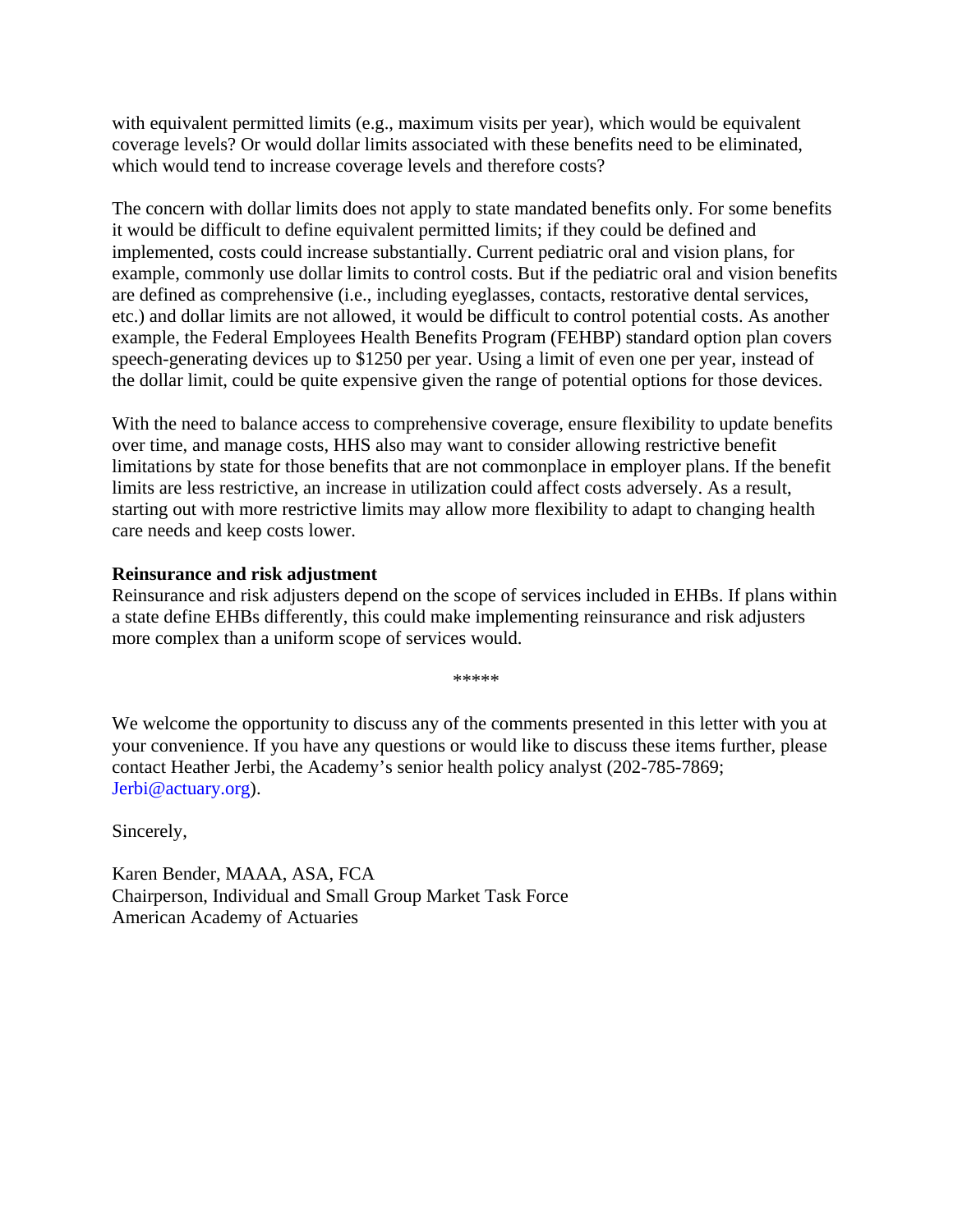with equivalent permitted limits (e.g., maximum visits per year), which would be equivalent coverage levels? Or would dollar limits associated with these benefits need to be eliminated, which would tend to increase coverage levels and therefore costs?

The concern with dollar limits does not apply to state mandated benefits only. For some benefits it would be difficult to define equivalent permitted limits; if they could be defined and implemented, costs could increase substantially. Current pediatric oral and vision plans, for example, commonly use dollar limits to control costs. But if the pediatric oral and vision benefits are defined as comprehensive (i.e., including eyeglasses, contacts, restorative dental services, etc.) and dollar limits are not allowed, it would be difficult to control potential costs. As another example, the Federal Employees Health Benefits Program (FEHBP) standard option plan covers speech-generating devices up to $1250 per year. Using a limit of even one per year, instead of the dollar limit, could be quite expensive given the range of potential options for those devices.

With the need to balance access to comprehensive coverage, ensure flexibility to update benefits over time, and manage costs, HHS also may want to consider allowing restrictive benefit limitations by state for those benefits that are not commonplace in employer plans. If the benefit limits are less restrictive, an increase in utilization could affect costs adversely. As a result, starting out with more restrictive limits may allow more flexibility to adapt to changing health care needs and keep costs lower.

**Reinsurance and risk adjustment**

Reinsurance and risk adjusters depend on the scope of services included in EHBs. If plans within a state define EHBs differently, this could make implementing reinsurance and risk adjusters more complex than a uniform scope of services would.

*****

We welcome the opportunity to discuss any of the comments presented in this letter with you at your convenience. If you have any questions or would like to discuss these items further, please contact Heather Jerbi, the Academy's senior health policy analyst (202-785-7869; Jerbi@actuary.org).

Sincerely,

Karen Bender, MAAA, ASA, FCA
Chairperson, Individual and Small Group Market Task Force
American Academy of Actuaries